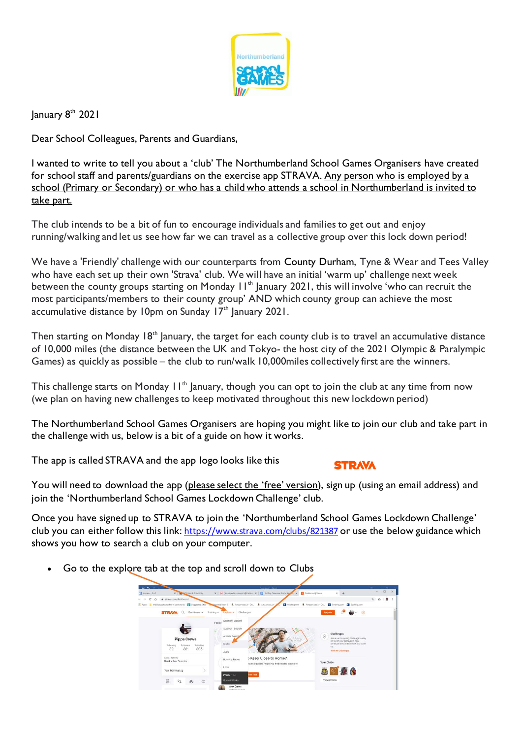January 8th 2021

Dear School Colleagues, Parents and Guardians,

I wanted to write to tell you about a 'club' The Northumberland School Games Organisers have created for school staff and parents/guardians on the exercise app STRAVA. Any person who is employed by a school (Primary or Secondary) or who has a child who attends a school in Northumberland is invited to take part.

The club intends to be a bit of fun to encourage individuals and families to get out and enjoy running/walking and let us see how far we can travel as a collective group over this lock down period!

We have a 'Friendly' challenge with our counterparts from County Durham, Tyne & Wear and Tees Valley who have each set up their own 'Strava' club. We will have an initial 'warm up' challenge next week between the county groups starting on Monday 11th January 2021, this will involve 'who can recruit the most participants/members to their county group' AND which county group can achieve the most accumulative distance by 10pm on Sunday 17th January 2021.

Then starting on Monday 18th January, the target for each county club is to travel an accumulative distance of 10,000 miles (the distance between the UK and Tokyo- the host city of the 2021 Olympic & Paralympic Games) as quickly as possible – the club to run/walk 10,000miles collectively first are the winners.

This challenge starts on Monday 11th January, though you can opt to join the club at any time from now (we plan on having new challenges to keep motivated throughout this new lockdown period)

The Northumberland School Games Organisers are hoping you might like to join our club and take part in the challenge with us, below is a bit of a guide on how it works.

The app is called STRAVA and the app logo looks like this

You will need to download the app (please select the 'free' version), sign up (using an email address) and join the 'Northumberland School Games Lockdown Challenge' club.

Once you have signed up to STRAVA to join the 'Northumberland School Games Lockdown Challenge' club you can either follow this link: https://www.strava.com/clubs/821387 or use the below guidance which shows you how to search a club on your computer.

- Go to the explore tab at the top and scroll down to Clubs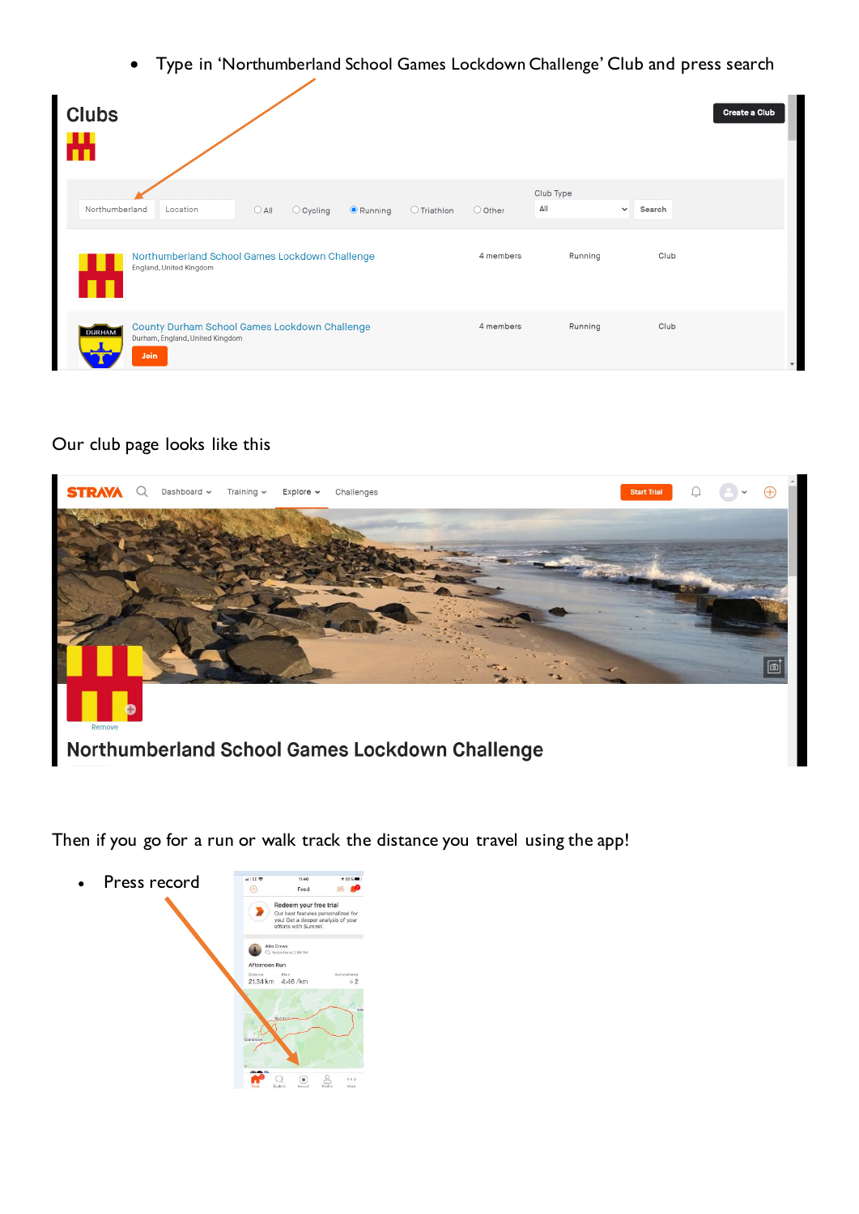- Type in 'Northumberland School Games Lockdown Challenge' Club and press search

Our club page looks like this

Then if you go for a run or walk track the distance you travel using the app!

- Press record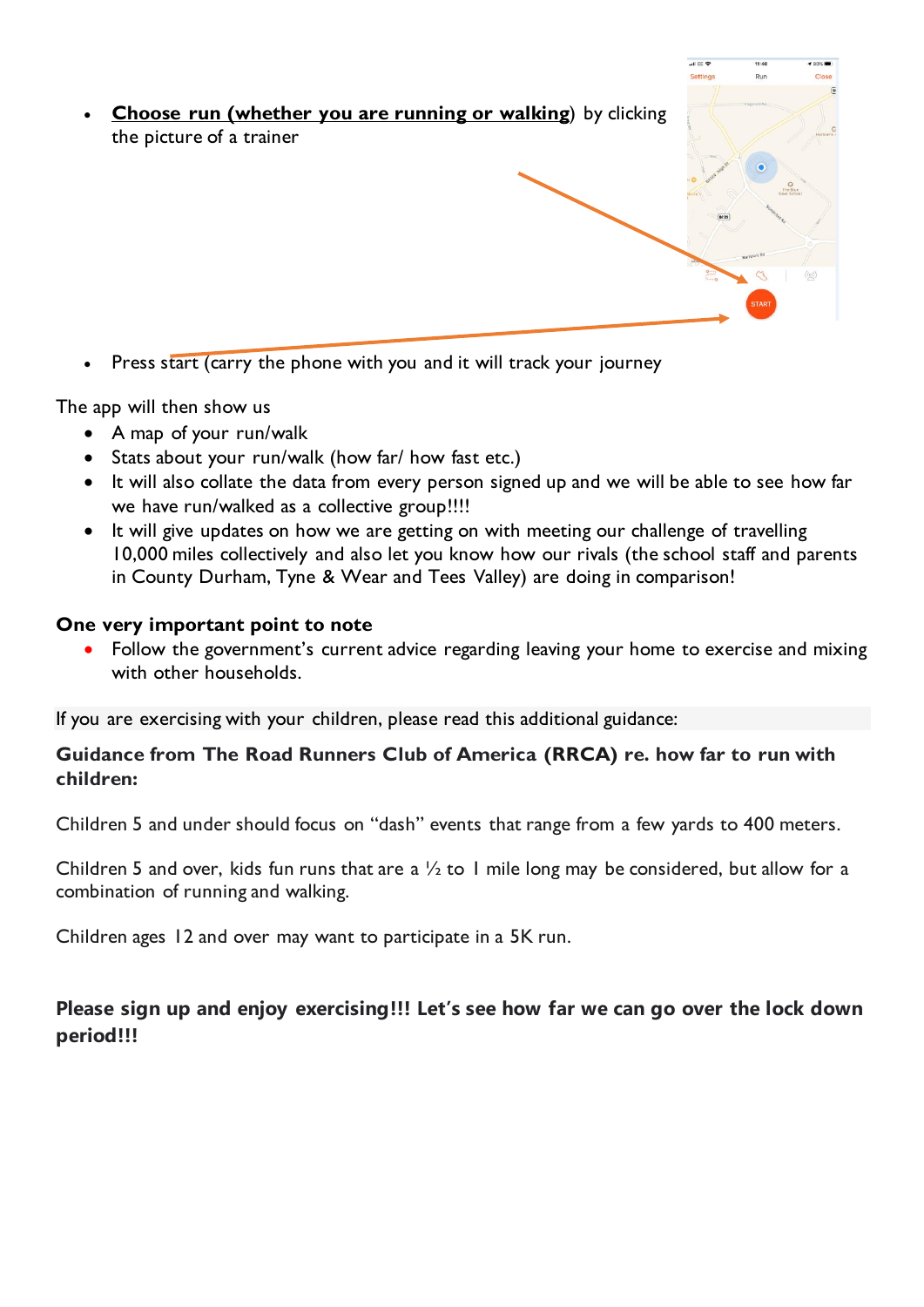- **Choose run (whether you are running or walking)** by clicking the picture of a trainer

- Press start (carry the phone with you and it will track your journey

The app will then show us

- A map of your run/walk
- Stats about your run/walk (how far/ how fast etc.)
- It will also collate the data from every person signed up and we will be able to see how far we have run/walked as a collective group!!!!
- It will give updates on how we are getting on with meeting our challenge of travelling 10,000 miles collectively and also let you know how our rivals (the school staff and parents in County Durham, Tyne & Wear and Tees Valley) are doing in comparison!

**One very important point to note**

- Follow the government's current advice regarding leaving your home to exercise and mixing with other households.

If you are exercising with your children, please read this additional guidance:

**Guidance from The Road Runners Club of America (RRCA) re. how far to run with children:**

Children 5 and under should focus on "dash" events that range from a few yards to 400 meters.

Children 5 and over, kids fun runs that are a ½ to 1 mile long may be considered, but allow for a combination of running and walking.

Children ages 12 and over may want to participate in a 5K run.

**Please sign up and enjoy exercising!!! Let's see how far we can go over the lock down period!!!**